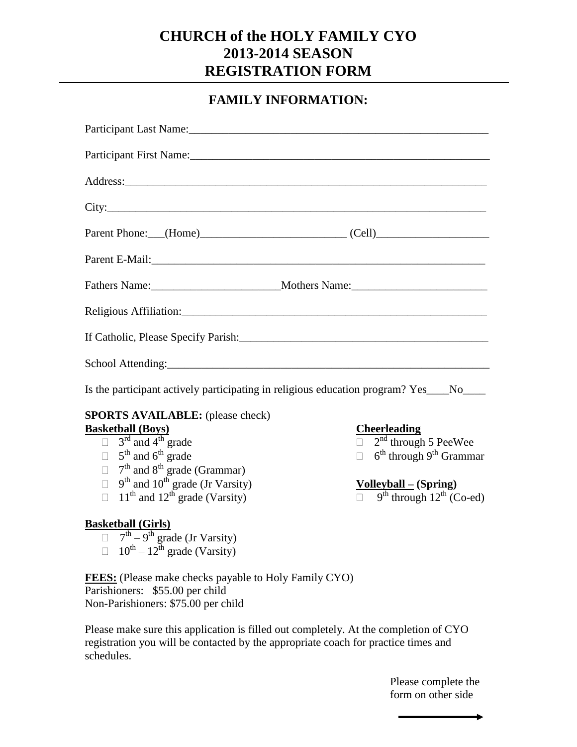# CHURCH of the HOLY FAMILY CYO
# 2013-2014 SEASON
# REGISTRATION FORM

## FAMILY INFORMATION:

Participant Last Name:_______________________________________________________

Participant First Name:_______________________________________________________

Address:_________________________________________________________________

City:____________________________________________________________________

Parent Phone:___(Home)__________________________ (Cell)____________________

Parent E-Mail:____________________________________________________________

Fathers Name:______________________Mothers Name:________________________

Religious Affiliation:________________________________________________________

If Catholic, Please Specify Parish:_____________________________________________

School Attending:___________________________________________________________

Is the participant actively participating in religious education program? Yes____No____

**SPORTS AVAILABLE:** (please check)

**Basketball (Boys)**

- ☐ 3rd and 4th grade
- ☐ 5th and 6th grade
- ☐ 7th and 8th grade (Grammar)
- ☐ 9th and 10th grade (Jr Varsity)
- ☐ 11th and 12th grade (Varsity)

**Basketball (Girls)**

- ☐ 7th – 9th grade (Jr Varsity)
- ☐ 10th – 12th grade (Varsity)

**Cheerleading**

- ☐ 2nd through 5 PeeWee
- ☐ 6th through 9th Grammar

**Volleyball – (Spring)**

- ☐ 9th through 12th (Co-ed)

**FEES:** (Please make checks payable to Holy Family CYO)
Parishioners: $55.00 per child
Non-Parishioners: $75.00 per child

Please make sure this application is filled out completely. At the completion of CYO registration you will be contacted by the appropriate coach for practice times and schedules.

Please complete the form on other side →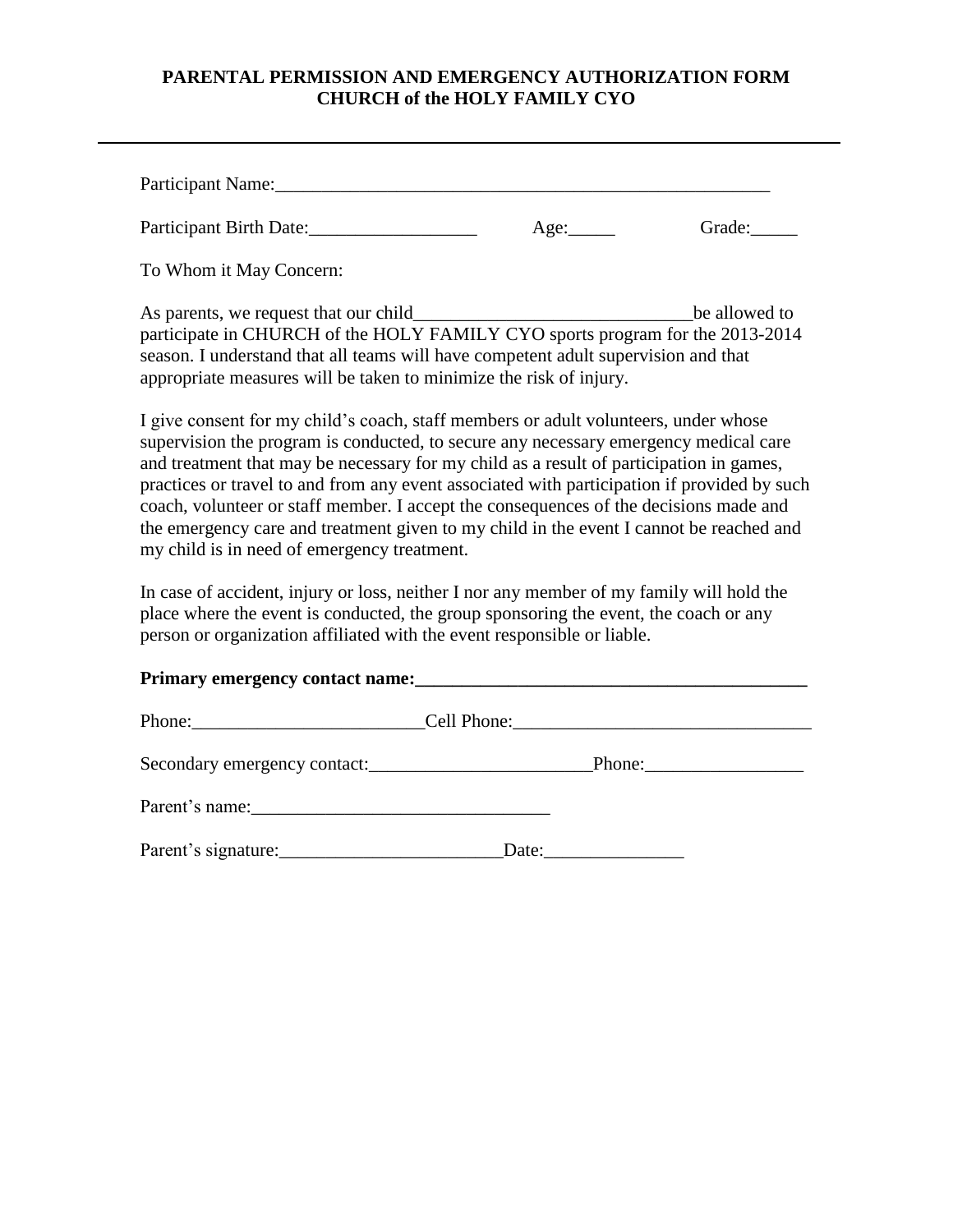**PARENTAL PERMISSION AND EMERGENCY AUTHORIZATION FORM**
**CHURCH of the HOLY FAMILY CYO**

---

Participant Name:______________________________________________________

Participant Birth Date:__________________ Age:_____ Grade:_____

To Whom it May Concern:

As parents, we request that our child_____________________________be allowed to participate in CHURCH of the HOLY FAMILY CYO sports program for the 2013-2014 season. I understand that all teams will have competent adult supervision and that appropriate measures will be taken to minimize the risk of injury.

I give consent for my child's coach, staff members or adult volunteers, under whose supervision the program is conducted, to secure any necessary emergency medical care and treatment that may be necessary for my child as a result of participation in games, practices or travel to and from any event associated with participation if provided by such coach, volunteer or staff member. I accept the consequences of the decisions made and the emergency care and treatment given to my child in the event I cannot be reached and my child is in need of emergency treatment.

In case of accident, injury or loss, neither I nor any member of my family will hold the place where the event is conducted, the group sponsoring the event, the coach or any person or organization affiliated with the event responsible or liable.

**Primary emergency contact name:__________________________________________**

Phone:_________________________Cell Phone:________________________________

Secondary emergency contact:________________________Phone:_________________

Parent's name:________________________________

Parent's signature:________________________Date:_______________